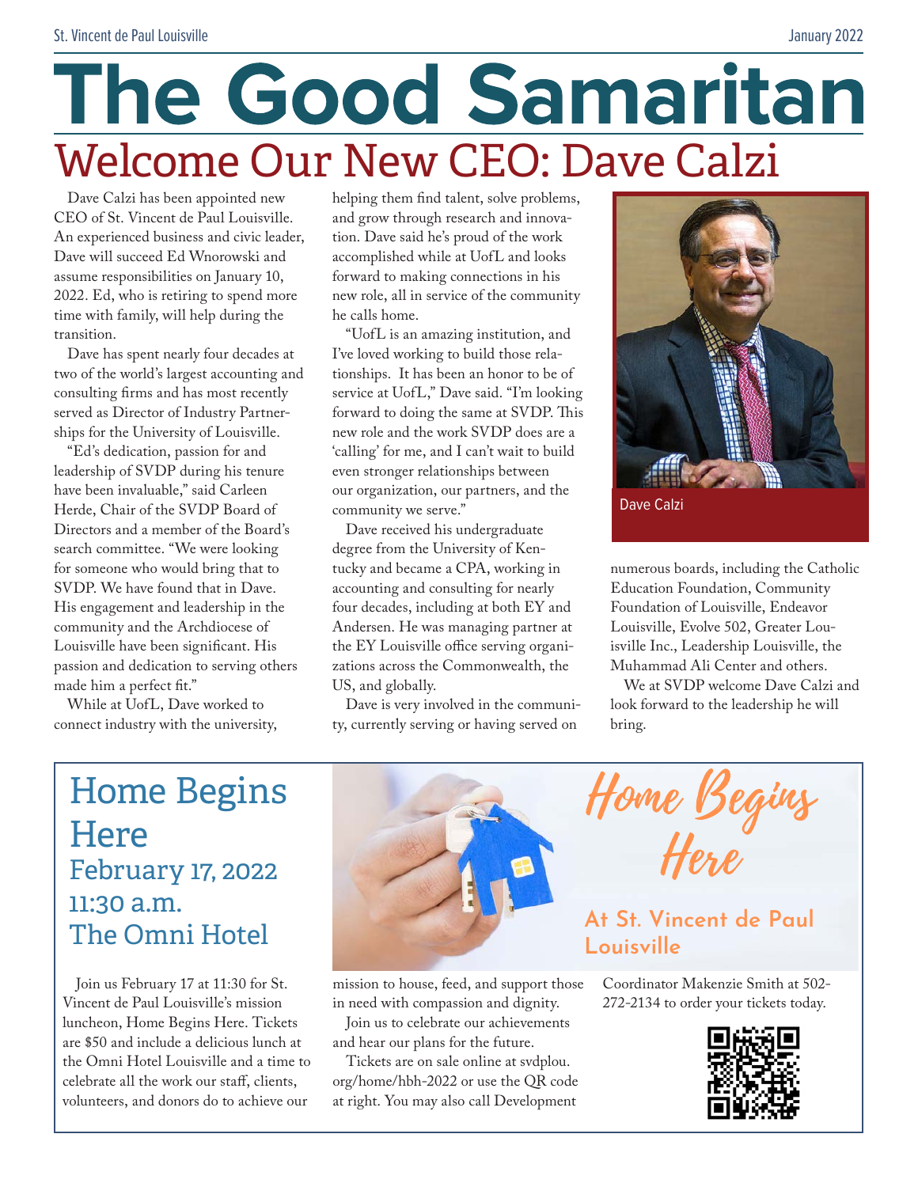# The Good Samaritan

## Welcome Our New CEO: Dave Calzi

Dave Calzi has been appointed new CEO of St. Vincent de Paul Louisville. An experienced business and civic leader, Dave will succeed Ed Wnorowski and assume responsibilities on January 10, 2022. Ed, who is retiring to spend more time with family, will help during the transition.

Dave has spent nearly four decades at two of the world's largest accounting and consulting firms and has most recently served as Director of Industry Partnerships for the University of Louisville.

"Ed's dedication, passion for and leadership of SVDP during his tenure have been invaluable," said Carleen Herde, Chair of the SVDP Board of Directors and a member of the Board's search committee. "We were looking for someone who would bring that to SVDP. We have found that in Dave. His engagement and leadership in the community and the Archdiocese of Louisville have been significant. His passion and dedication to serving others made him a perfect fit."

While at UofL, Dave worked to connect industry with the university, helping them find talent, solve problems, and grow through research and innovation. Dave said he's proud of the work accomplished while at UofL and looks forward to making connections in his new role, all in service of the community he calls home.

"UofL is an amazing institution, and I've loved working to build those relationships. It has been an honor to be of service at UofL," Dave said. "I'm looking forward to doing the same at SVDP. This new role and the work SVDP does are a 'calling' for me, and I can't wait to build even stronger relationships between our organization, our partners, and the community we serve."

Dave received his undergraduate degree from the University of Kentucky and became a CPA, working in accounting and consulting for nearly four decades, including at both EY and Andersen. He was managing partner at the EY Louisville office serving organizations across the Commonwealth, the US, and globally.

Dave is very involved in the community, currently serving or having served on numerous boards, including the Catholic Education Foundation, Community Foundation of Louisville, Endeavor Louisville, Evolve 502, Greater Louisville Inc., Leadership Louisville, the Muhammad Ali Center and others.

Dave Calzi

We at SVDP welcome Dave Calzi and look forward to the leadership he will bring.

## Home Begins Here

### February 17, 2022
### 11:30 a.m.
### The Omni Hotel

Home Begins Here

At St. Vincent de Paul Louisville

Join us February 17 at 11:30 for St. Vincent de Paul Louisville's mission luncheon, Home Begins Here. Tickets are $50 and include a delicious lunch at the Omni Hotel Louisville and a time to celebrate all the work our staff, clients, volunteers, and donors do to achieve our mission to house, feed, and support those in need with compassion and dignity.

Join us to celebrate our achievements and hear our plans for the future.

Tickets are on sale online at svdplou.org/home/hbh-2022 or use the QR code at right. You may also call Development Coordinator Makenzie Smith at 502-272-2134 to order your tickets today.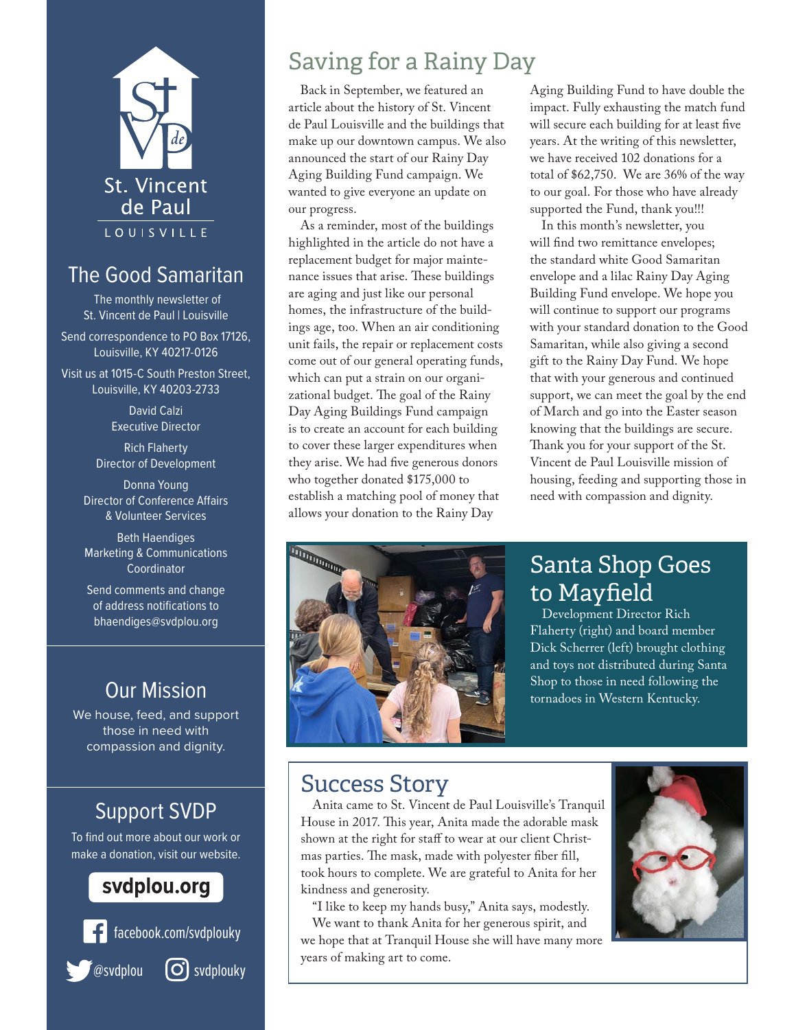St. Vincent de Paul

LOUISVILLE

## The Good Samaritan

The monthly newsletter of St. Vincent de Paul | Louisville

Send correspondence to PO Box 17126, Louisville, KY 40217-0126

Visit us at 1015-C South Preston Street, Louisville, KY 40203-2733

David Calzi
Executive Director

Rich Flaherty
Director of Development

Donna Young
Director of Conference Affairs & Volunteer Services

Beth Haendiges
Marketing & Communications Coordinator

Send comments and change of address notifications to bhaendiges@svdplou.org

## Our Mission

We house, feed, and support those in need with compassion and dignity.

## Support SVDP

To find out more about our work or make a donation, visit our website.

**svdplou.org**

facebook.com/svdplouky

@svdplou

svdplouky

# Saving for a Rainy Day

Back in September, we featured an article about the history of St. Vincent de Paul Louisville and the buildings that make up our downtown campus. We also announced the start of our Rainy Day Aging Building Fund campaign. We wanted to give everyone an update on our progress.

As a reminder, most of the buildings highlighted in the article do not have a replacement budget for major maintenance issues that arise. These buildings are aging and just like our personal homes, the infrastructure of the buildings age, too. When an air conditioning unit fails, the repair or replacement costs come out of our general operating funds, which can put a strain on our organizational budget. The goal of the Rainy Day Aging Buildings Fund campaign is to create an account for each building to cover these larger expenditures when they arise. We had five generous donors who together donated $175,000 to establish a matching pool of money that allows your donation to the Rainy Day Aging Building Fund to have double the impact. Fully exhausting the match fund will secure each building for at least five years. At the writing of this newsletter, we have received 102 donations for a total of $62,750. We are 36% of the way to our goal. For those who have already supported the Fund, thank you!!!

In this month's newsletter, you will find two remittance envelopes; the standard white Good Samaritan envelope and a lilac Rainy Day Aging Building Fund envelope. We hope you will continue to support our programs with your standard donation to the Good Samaritan, while also giving a second gift to the Rainy Day Fund. We hope that with your generous and continued support, we can meet the goal by the end of March and go into the Easter season knowing that the buildings are secure. Thank you for your support of the St. Vincent de Paul Louisville mission of housing, feeding and supporting those in need with compassion and dignity.

## Santa Shop Goes to Mayfield

Development Director Rich Flaherty (right) and board member Dick Scherrer (left) brought clothing and toys not distributed during Santa Shop to those in need following the tornadoes in Western Kentucky.

## Success Story

Anita came to St. Vincent de Paul Louisville's Tranquil House in 2017. This year, Anita made the adorable mask shown at the right for staff to wear at our client Christmas parties. The mask, made with polyester fiber fill, took hours to complete. We are grateful to Anita for her kindness and generosity.

"I like to keep my hands busy," Anita says, modestly.

We want to thank Anita for her generous spirit, and we hope that at Tranquil House she will have many more years of making art to come.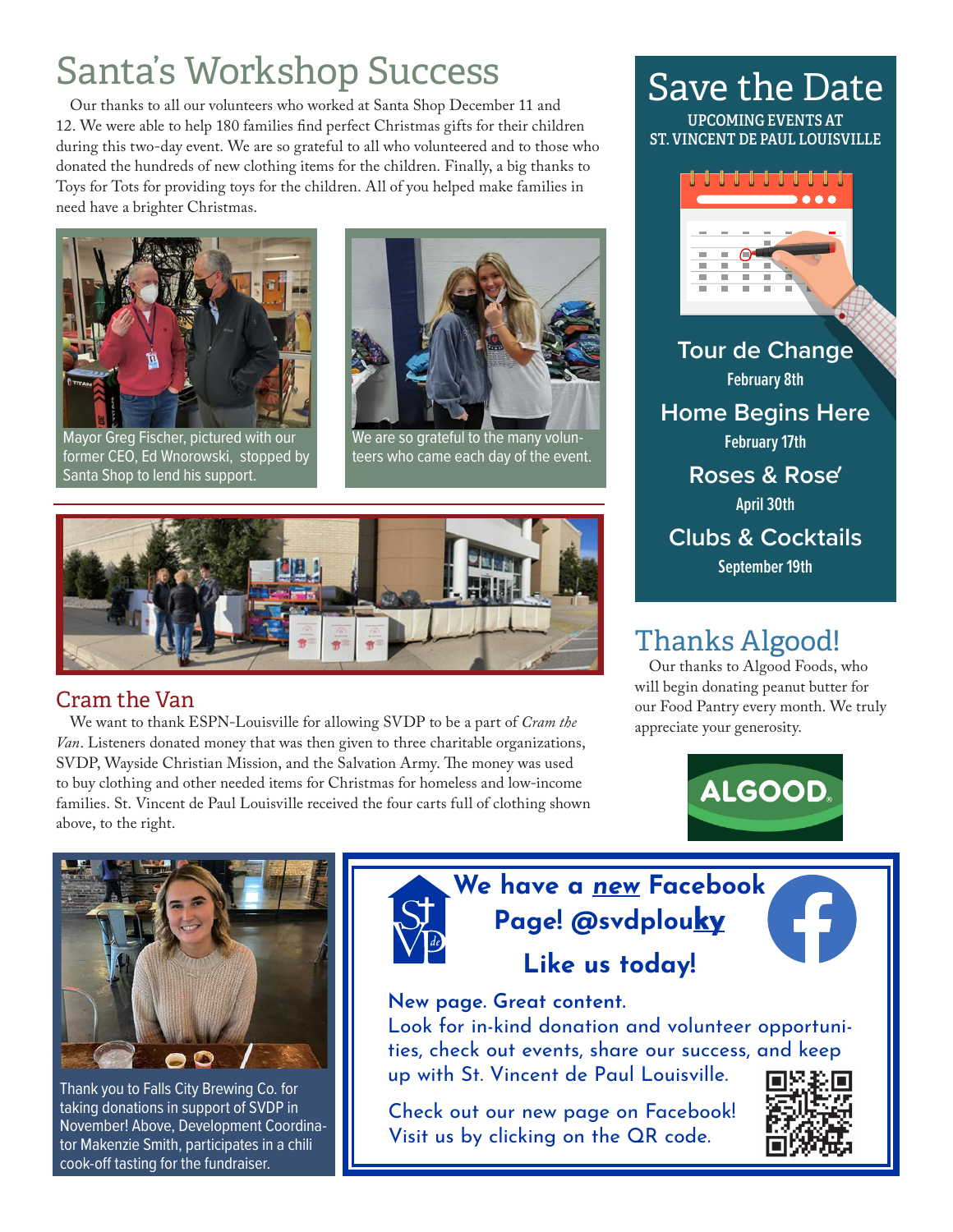# Santa's Workshop Success

Our thanks to all our volunteers who worked at Santa Shop December 11 and 12. We were able to help 180 families find perfect Christmas gifts for their children during this two-day event. We are so grateful to all who volunteered and to those who donated the hundreds of new clothing items for the children. Finally, a big thanks to Toys for Tots for providing toys for the children. All of you helped make families in need have a brighter Christmas.

Mayor Greg Fischer, pictured with our former CEO, Ed Wnorowski, stopped by Santa Shop to lend his support.

We are so grateful to the many volunteers who came each day of the event.

## Cram the Van

We want to thank ESPN-Louisville for allowing SVDP to be a part of *Cram the Van*. Listeners donated money that was then given to three charitable organizations, SVDP, Wayside Christian Mission, and the Salvation Army. The money was used to buy clothing and other needed items for Christmas for homeless and low-income families. St. Vincent de Paul Louisville received the four carts full of clothing shown above, to the right.

# Save the Date

UPCOMING EVENTS AT ST. VINCENT DE PAUL LOUISVILLE

**Tour de Change**
February 8th

**Home Begins Here**
February 17th

**Roses & Rosé**
April 30th

**Clubs & Cocktails**
September 19th

## Thanks Algood!

Our thanks to Algood Foods, who will begin donating peanut butter for our Food Pantry every month. We truly appreciate your generosity.

ALGOOD.

Thank you to Falls City Brewing Co. for taking donations in support of SVDP in November! Above, Development Coordinator Makenzie Smith, participates in a chili cook-off tasting for the fundraiser.

**We have a *new* Facebook Page! @svdplouky**

**Like us today!**

New page. Great content.
Look for in-kind donation and volunteer opportunities, check out events, share our success, and keep up with St. Vincent de Paul Louisville.

Check out our new page on Facebook! Visit us by clicking on the QR code.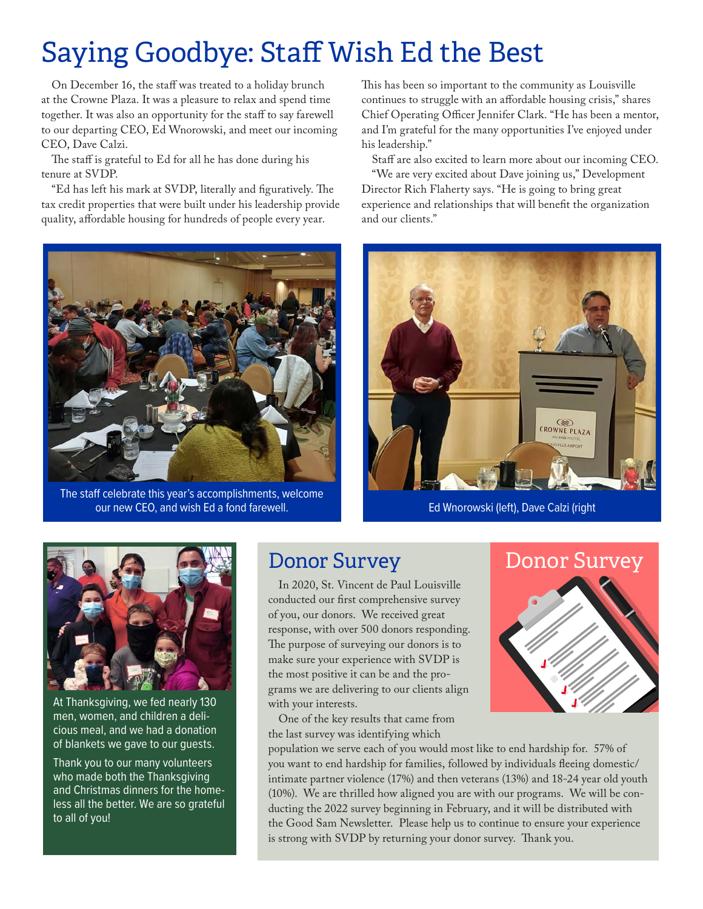# Saying Goodbye: Staff Wish Ed the Best

On December 16, the staff was treated to a holiday brunch at the Crowne Plaza. It was a pleasure to relax and spend time together. It was also an opportunity for the staff to say farewell to our departing CEO, Ed Wnorowski, and meet our incoming CEO, Dave Calzi.

The staff is grateful to Ed for all he has done during his tenure at SVDP.

"Ed has left his mark at SVDP, literally and figuratively. The tax credit properties that were built under his leadership provide quality, affordable housing for hundreds of people every year. This has been so important to the community as Louisville continues to struggle with an affordable housing crisis," shares Chief Operating Officer Jennifer Clark. "He has been a mentor, and I'm grateful for the many opportunities I've enjoyed under his leadership."

Staff are also excited to learn more about our incoming CEO.

"We are very excited about Dave joining us," Development Director Rich Flaherty says. "He is going to bring great experience and relationships that will benefit the organization and our clients."

The staff celebrate this year's accomplishments, welcome our new CEO, and wish Ed a fond farewell.

Ed Wnorowski (left), Dave Calzi (right

At Thanksgiving, we fed nearly 130 men, women, and children a delicious meal, and we had a donation of blankets we gave to our guests.

Thank you to our many volunteers who made both the Thanksgiving and Christmas dinners for the homeless all the better. We are so grateful to all of you!

## Donor Survey

In 2020, St. Vincent de Paul Louisville conducted our first comprehensive survey of you, our donors. We received great response, with over 500 donors responding. The purpose of surveying our donors is to make sure your experience with SVDP is the most positive it can be and the programs we are delivering to our clients align with your interests.

One of the key results that came from the last survey was identifying which population we serve each of you would most like to end hardship for. 57% of you want to end hardship for families, followed by individuals fleeing domestic/intimate partner violence (17%) and then veterans (13%) and 18-24 year old youth (10%). We are thrilled how aligned you are with our programs. We will be conducting the 2022 survey beginning in February, and it will be distributed with the Good Sam Newsletter. Please help us to continue to ensure your experience is strong with SVDP by returning your donor survey. Thank you.

Donor Survey